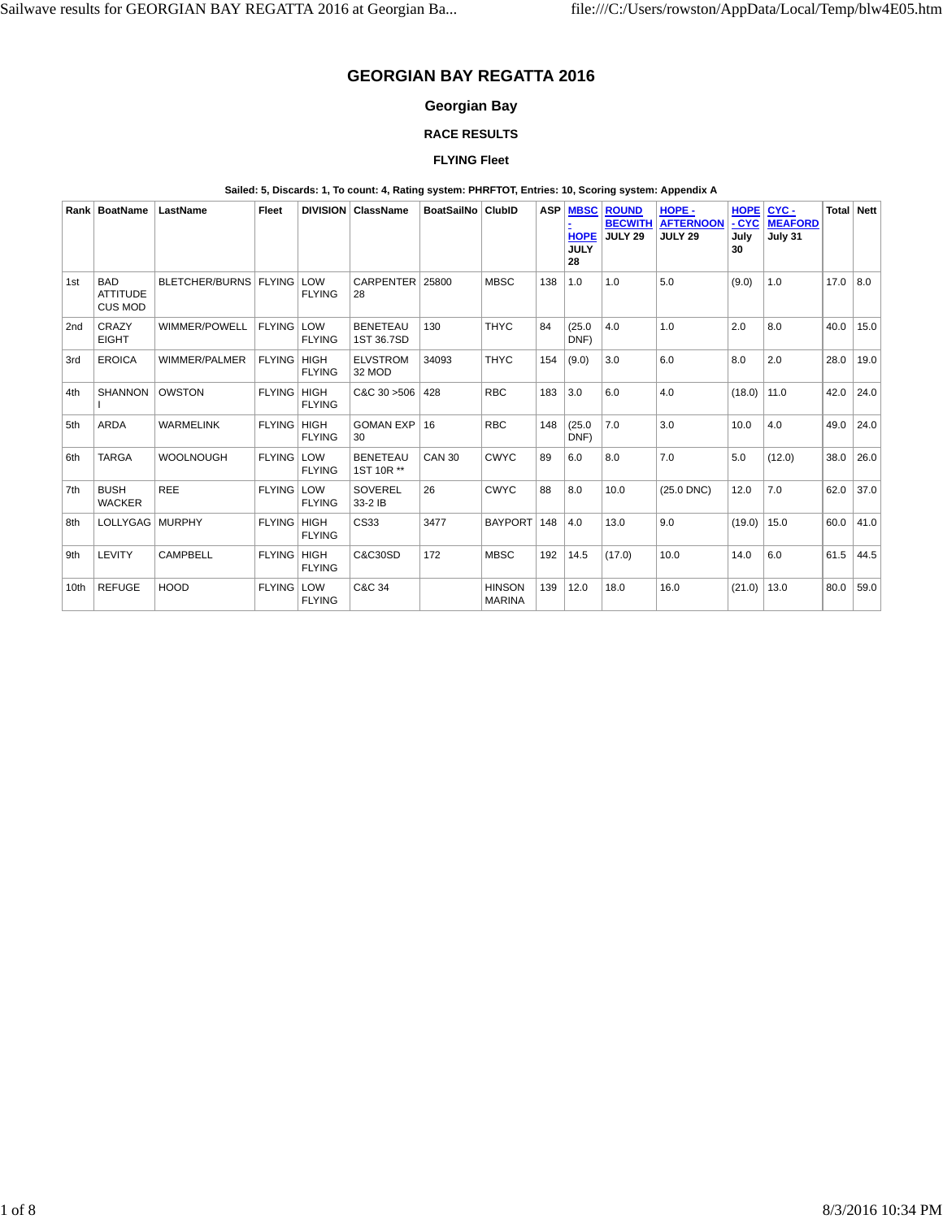# GEORGIAN BAY REGATTA 2016

## Georgian Bay

### RACE RESULTS

### FLYING Fleet

**Sailed: 5, Discards: 1, To count: 4, Rating system: PHRFTOT, Entries: 10, Scoring system: Appendix A**

| Rank | BoatName | LastName | Fleet | DIVISION | ClassName | BoatSailNo | ClubID | ASP | MBSC - HOPE JULY 28 | ROUND BECWITH JULY 29 | HOPE - AFTERNOON JULY 29 | HOPE - CYC July 30 | CYC - MEAFORD July 31 | Total | Nett |
|---|---|---|---|---|---|---|---|---|---|---|---|---|---|---|---|
| 1st | BAD ATTITUDE CUS MOD | BLETCHER/BURNS | FLYING | LOW FLYING | CARPENTER 28 | 25800 | MBSC | 138 | 1.0 | 1.0 | 5.0 | (9.0) | 1.0 | 17.0 | 8.0 |
| 2nd | CRAZY EIGHT | WIMMER/POWELL | FLYING | LOW FLYING | BENETEAU 1ST 36.7SD | 130 | THYC | 84 | (25.0 DNF) | 4.0 | 1.0 | 2.0 | 8.0 | 40.0 | 15.0 |
| 3rd | EROICA | WIMMER/PALMER | FLYING | HIGH FLYING | ELVSTROM 32 MOD | 34093 | THYC | 154 | (9.0) | 3.0 | 6.0 | 8.0 | 2.0 | 28.0 | 19.0 |
| 4th | SHANNON I | OWSTON | FLYING | HIGH FLYING | C&C 30 >506 | 428 | RBC | 183 | 3.0 | 6.0 | 4.0 | (18.0) | 11.0 | 42.0 | 24.0 |
| 5th | ARDA | WARMELINK | FLYING | HIGH FLYING | GOMAN EXP 30 | 16 | RBC | 148 | (25.0 DNF) | 7.0 | 3.0 | 10.0 | 4.0 | 49.0 | 24.0 |
| 6th | TARGA | WOOLNOUGH | FLYING | LOW FLYING | BENETEAU 1ST 10R ** | CAN 30 | CWYC | 89 | 6.0 | 8.0 | 7.0 | 5.0 | (12.0) | 38.0 | 26.0 |
| 7th | BUSH WACKER | REE | FLYING | LOW FLYING | SOVEREL 33-2 IB | 26 | CWYC | 88 | 8.0 | 10.0 | (25.0 DNC) | 12.0 | 7.0 | 62.0 | 37.0 |
| 8th | LOLLYGAG | MURPHY | FLYING | HIGH FLYING | CS33 | 3477 | BAYPORT | 148 | 4.0 | 13.0 | 9.0 | (19.0) | 15.0 | 60.0 | 41.0 |
| 9th | LEVITY | CAMPBELL | FLYING | HIGH FLYING | C&C30SD | 172 | MBSC | 192 | 14.5 | (17.0) | 10.0 | 14.0 | 6.0 | 61.5 | 44.5 |
| 10th | REFUGE | HOOD | FLYING | LOW FLYING | C&C 34 | | HINSON MARINA | 139 | 12.0 | 18.0 | 16.0 | (21.0) | 13.0 | 80.0 | 59.0 |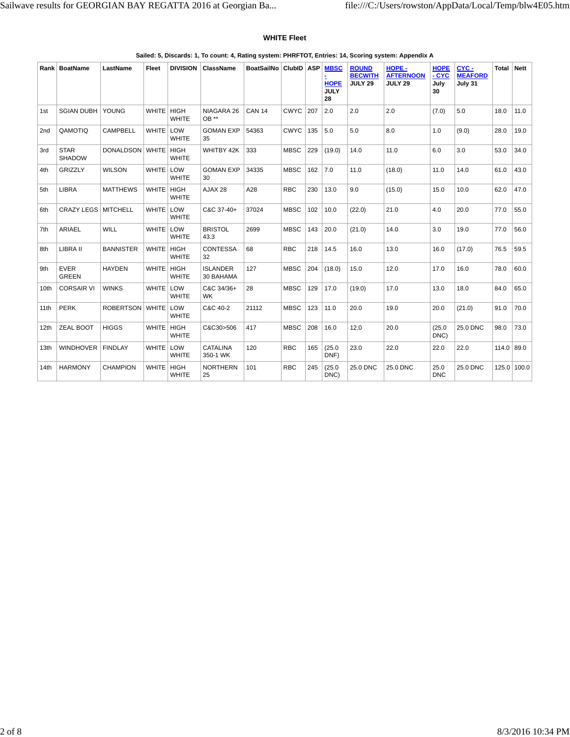### WHITE Fleet

**Sailed: 5, Discards: 1, To count: 4, Rating system: PHRFTOT, Entries: 14, Scoring system: Appendix A**

| Rank | BoatName | LastName | Fleet | DIVISION | ClassName | BoatSailNo | ClubID | ASP | MBSC - HOPE JULY 28 | ROUND BECWITH JULY 29 | HOPE - AFTERNOON JULY 29 | HOPE - CYC July 30 | CYC - MEAFORD July 31 | Total | Nett |
|---|---|---|---|---|---|---|---|---|---|---|---|---|---|---|---|
| 1st | SGIAN DUBH | YOUNG | WHITE | HIGH WHITE | NIAGARA 26 OB ** | CAN 14 | CWYC | 207 | 2.0 | 2.0 | 2.0 | (7.0) | 5.0 | 18.0 | 11.0 |
| 2nd | QAMOTIQ | CAMPBELL | WHITE | LOW WHITE | GOMAN EXP 35 | 54363 | CWYC | 135 | 5.0 | 5.0 | 8.0 | 1.0 | (9.0) | 28.0 | 19.0 |
| 3rd | STAR SHADOW | DONALDSON | WHITE | HIGH WHITE | WHITBY 42K | 333 | MBSC | 229 | (19.0) | 14.0 | 11.0 | 6.0 | 3.0 | 53.0 | 34.0 |
| 4th | GRIZZLY | WILSON | WHITE | LOW WHITE | GOMAN EXP 30 | 34335 | MBSC | 162 | 7.0 | 11.0 | (18.0) | 11.0 | 14.0 | 61.0 | 43.0 |
| 5th | LIBRA | MATTHEWS | WHITE | HIGH WHITE | AJAX 28 | A28 | RBC | 230 | 13.0 | 9.0 | (15.0) | 15.0 | 10.0 | 62.0 | 47.0 |
| 6th | CRAZY LEGS | MITCHELL | WHITE | LOW WHITE | C&C 37-40+ | 37024 | MBSC | 102 | 10.0 | (22.0) | 21.0 | 4.0 | 20.0 | 77.0 | 55.0 |
| 7th | ARIAEL | WILL | WHITE | LOW WHITE | BRISTOL 43.3 | 2699 | MBSC | 143 | 20.0 | (21.0) | 14.0 | 3.0 | 19.0 | 77.0 | 56.0 |
| 8th | LIBRA II | BANNISTER | WHITE | HIGH WHITE | CONTESSA 32 | 68 | RBC | 218 | 14.5 | 16.0 | 13.0 | 16.0 | (17.0) | 76.5 | 59.5 |
| 9th | EVER GREEN | HAYDEN | WHITE | HIGH WHITE | ISLANDER 30 BAHAMA | 127 | MBSC | 204 | (18.0) | 15.0 | 12.0 | 17.0 | 16.0 | 78.0 | 60.0 |
| 10th | CORSAIR VI | WINKS | WHITE | LOW WHITE | C&C 34/36+ WK | 28 | MBSC | 129 | 17.0 | (19.0) | 17.0 | 13.0 | 18.0 | 84.0 | 65.0 |
| 11th | PERK | ROBERTSON | WHITE | LOW WHITE | C&C 40-2 | 21112 | MBSC | 123 | 11.0 | 20.0 | 19.0 | 20.0 | (21.0) | 91.0 | 70.0 |
| 12th | ZEAL BOOT | HIGGS | WHITE | HIGH WHITE | C&C30>506 | 417 | MBSC | 208 | 16.0 | 12.0 | 20.0 | (25.0 DNC) | 25.0 DNC | 98.0 | 73.0 |
| 13th | WINDHOVER | FINDLAY | WHITE | LOW WHITE | CATALINA 350-1 WK | 120 | RBC | 165 | (25.0 DNF) | 23.0 | 22.0 | 22.0 | 22.0 | 114.0 | 89.0 |
| 14th | HARMONY | CHAMPION | WHITE | HIGH WHITE | NORTHERN 25 | 101 | RBC | 245 | (25.0 DNC) | 25.0 DNC | 25.0 DNC | 25.0 DNC | 25.0 DNC | 125.0 | 100.0 |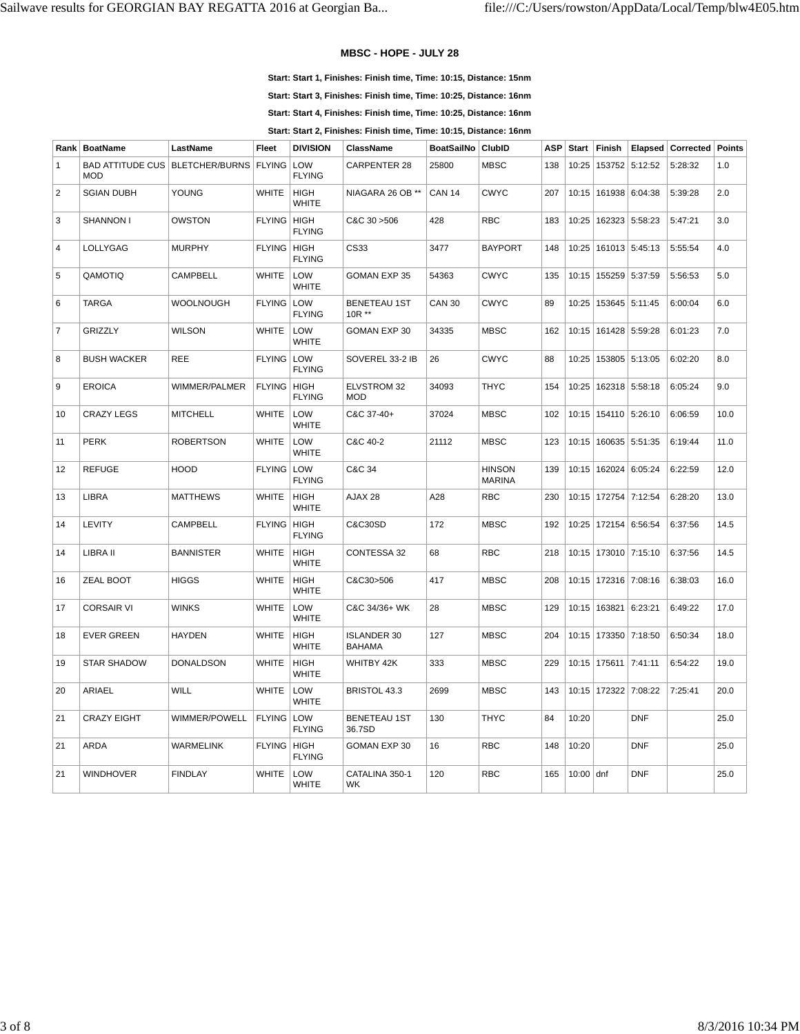### MBSC - HOPE - JULY 28

**Start: Start 1, Finishes: Finish time, Time: 10:15, Distance: 15nm**

**Start: Start 3, Finishes: Finish time, Time: 10:25, Distance: 16nm**

**Start: Start 4, Finishes: Finish time, Time: 10:25, Distance: 16nm**

**Start: Start 2, Finishes: Finish time, Time: 10:15, Distance: 16nm**

| Rank | BoatName | LastName | Fleet | DIVISION | ClassName | BoatSailNo | ClubID | ASP | Start | Finish | Elapsed | Corrected | Points |
|---|---|---|---|---|---|---|---|---|---|---|---|---|---|
| 1 | BAD ATTITUDE CUS MOD | BLETCHER/BURNS | FLYING | LOW FLYING | CARPENTER 28 | 25800 | MBSC | 138 | 10:25 | 153752 | 5:12:52 | 5:28:32 | 1.0 |
| 2 | SGIAN DUBH | YOUNG | WHITE | HIGH WHITE | NIAGARA 26 OB ** | CAN 14 | CWYC | 207 | 10:15 | 161938 | 6:04:38 | 5:39:28 | 2.0 |
| 3 | SHANNON I | OWSTON | FLYING | HIGH FLYING | C&C 30 >506 | 428 | RBC | 183 | 10:25 | 162323 | 5:58:23 | 5:47:21 | 3.0 |
| 4 | LOLLYGAG | MURPHY | FLYING | HIGH FLYING | CS33 | 3477 | BAYPORT | 148 | 10:25 | 161013 | 5:45:13 | 5:55:54 | 4.0 |
| 5 | QAMOTIQ | CAMPBELL | WHITE | LOW WHITE | GOMAN EXP 35 | 54363 | CWYC | 135 | 10:15 | 155259 | 5:37:59 | 5:56:53 | 5.0 |
| 6 | TARGA | WOOLNOUGH | FLYING | LOW FLYING | BENETEAU 1ST 10R ** | CAN 30 | CWYC | 89 | 10:25 | 153645 | 5:11:45 | 6:00:04 | 6.0 |
| 7 | GRIZZLY | WILSON | WHITE | LOW WHITE | GOMAN EXP 30 | 34335 | MBSC | 162 | 10:15 | 161428 | 5:59:28 | 6:01:23 | 7.0 |
| 8 | BUSH WACKER | REE | FLYING | LOW FLYING | SOVEREL 33-2 IB | 26 | CWYC | 88 | 10:25 | 153805 | 5:13:05 | 6:02:20 | 8.0 |
| 9 | EROICA | WIMMER/PALMER | FLYING | HIGH FLYING | ELVSTROM 32 MOD | 34093 | THYC | 154 | 10:25 | 162318 | 5:58:18 | 6:05:24 | 9.0 |
| 10 | CRAZY LEGS | MITCHELL | WHITE | LOW WHITE | C&C 37-40+ | 37024 | MBSC | 102 | 10:15 | 154110 | 5:26:10 | 6:06:59 | 10.0 |
| 11 | PERK | ROBERTSON | WHITE | LOW WHITE | C&C 40-2 | 21112 | MBSC | 123 | 10:15 | 160635 | 5:51:35 | 6:19:44 | 11.0 |
| 12 | REFUGE | HOOD | FLYING | LOW FLYING | C&C 34 | | HINSON MARINA | 139 | 10:15 | 162024 | 6:05:24 | 6:22:59 | 12.0 |
| 13 | LIBRA | MATTHEWS | WHITE | HIGH WHITE | AJAX 28 | A28 | RBC | 230 | 10:15 | 172754 | 7:12:54 | 6:28:20 | 13.0 |
| 14 | LEVITY | CAMPBELL | FLYING | HIGH FLYING | C&C30SD | 172 | MBSC | 192 | 10:25 | 172154 | 6:56:54 | 6:37:56 | 14.5 |
| 14 | LIBRA II | BANNISTER | WHITE | HIGH WHITE | CONTESSA 32 | 68 | RBC | 218 | 10:15 | 173010 | 7:15:10 | 6:37:56 | 14.5 |
| 16 | ZEAL BOOT | HIGGS | WHITE | HIGH WHITE | C&C30>506 | 417 | MBSC | 208 | 10:15 | 172316 | 7:08:16 | 6:38:03 | 16.0 |
| 17 | CORSAIR VI | WINKS | WHITE | LOW WHITE | C&C 34/36+ WK | 28 | MBSC | 129 | 10:15 | 163821 | 6:23:21 | 6:49:22 | 17.0 |
| 18 | EVER GREEN | HAYDEN | WHITE | HIGH WHITE | ISLANDER 30 BAHAMA | 127 | MBSC | 204 | 10:15 | 173350 | 7:18:50 | 6:50:34 | 18.0 |
| 19 | STAR SHADOW | DONALDSON | WHITE | HIGH WHITE | WHITBY 42K | 333 | MBSC | 229 | 10:15 | 175611 | 7:41:11 | 6:54:22 | 19.0 |
| 20 | ARIAEL | WILL | WHITE | LOW WHITE | BRISTOL 43.3 | 2699 | MBSC | 143 | 10:15 | 172322 | 7:08:22 | 7:25:41 | 20.0 |
| 21 | CRAZY EIGHT | WIMMER/POWELL | FLYING | LOW FLYING | BENETEAU 1ST 36.7SD | 130 | THYC | 84 | 10:20 | | DNF | | 25.0 |
| 21 | ARDA | WARMELINK | FLYING | HIGH FLYING | GOMAN EXP 30 | 16 | RBC | 148 | 10:20 | | DNF | | 25.0 |
| 21 | WINDHOVER | FINDLAY | WHITE | LOW WHITE | CATALINA 350-1 WK | 120 | RBC | 165 | 10:00 | dnf | DNF | | 25.0 |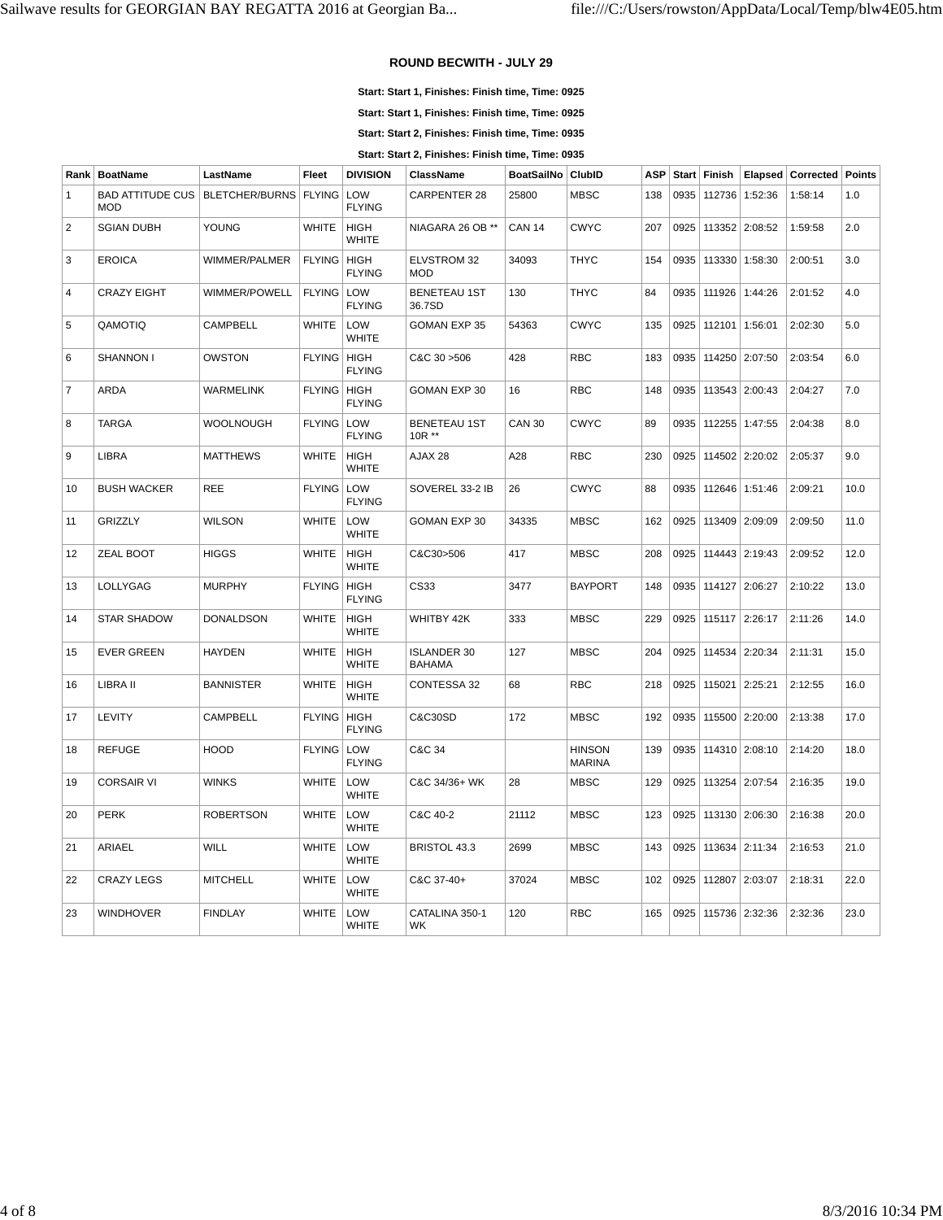### ROUND BECWITH - JULY 29

**Start: Start 1, Finishes: Finish time, Time: 0925**

**Start: Start 1, Finishes: Finish time, Time: 0925**

**Start: Start 2, Finishes: Finish time, Time: 0935**

**Start: Start 2, Finishes: Finish time, Time: 0935**

| Rank | BoatName | LastName | Fleet | DIVISION | ClassName | BoatSailNo | ClubID | ASP | Start | Finish | Elapsed | Corrected | Points |
|---|---|---|---|---|---|---|---|---|---|---|---|---|---|
| 1 | BAD ATTITUDE CUS MOD | BLETCHER/BURNS | FLYING | LOW FLYING | CARPENTER 28 | 25800 | MBSC | 138 | 0935 | 112736 | 1:52:36 | 1:58:14 | 1.0 |
| 2 | SGIAN DUBH | YOUNG | WHITE | HIGH WHITE | NIAGARA 26 OB ** | CAN 14 | CWYC | 207 | 0925 | 113352 | 2:08:52 | 1:59:58 | 2.0 |
| 3 | EROICA | WIMMER/PALMER | FLYING | HIGH FLYING | ELVSTROM 32 MOD | 34093 | THYC | 154 | 0935 | 113330 | 1:58:30 | 2:00:51 | 3.0 |
| 4 | CRAZY EIGHT | WIMMER/POWELL | FLYING | LOW FLYING | BENETEAU 1ST 36.7SD | 130 | THYC | 84 | 0935 | 111926 | 1:44:26 | 2:01:52 | 4.0 |
| 5 | QAMOTIQ | CAMPBELL | WHITE | LOW WHITE | GOMAN EXP 35 | 54363 | CWYC | 135 | 0925 | 112101 | 1:56:01 | 2:02:30 | 5.0 |
| 6 | SHANNON I | OWSTON | FLYING | HIGH FLYING | C&C 30 >506 | 428 | RBC | 183 | 0935 | 114250 | 2:07:50 | 2:03:54 | 6.0 |
| 7 | ARDA | WARMELINK | FLYING | HIGH FLYING | GOMAN EXP 30 | 16 | RBC | 148 | 0935 | 113543 | 2:00:43 | 2:04:27 | 7.0 |
| 8 | TARGA | WOOLNOUGH | FLYING | LOW FLYING | BENETEAU 1ST 10R ** | CAN 30 | CWYC | 89 | 0935 | 112255 | 1:47:55 | 2:04:38 | 8.0 |
| 9 | LIBRA | MATTHEWS | WHITE | HIGH WHITE | AJAX 28 | A28 | RBC | 230 | 0925 | 114502 | 2:20:02 | 2:05:37 | 9.0 |
| 10 | BUSH WACKER | REE | FLYING | LOW FLYING | SOVEREL 33-2 IB | 26 | CWYC | 88 | 0935 | 112646 | 1:51:46 | 2:09:21 | 10.0 |
| 11 | GRIZZLY | WILSON | WHITE | LOW WHITE | GOMAN EXP 30 | 34335 | MBSC | 162 | 0925 | 113409 | 2:09:09 | 2:09:50 | 11.0 |
| 12 | ZEAL BOOT | HIGGS | WHITE | HIGH WHITE | C&C30>506 | 417 | MBSC | 208 | 0925 | 114443 | 2:19:43 | 2:09:52 | 12.0 |
| 13 | LOLLYGAG | MURPHY | FLYING | HIGH FLYING | CS33 | 3477 | BAYPORT | 148 | 0935 | 114127 | 2:06:27 | 2:10:22 | 13.0 |
| 14 | STAR SHADOW | DONALDSON | WHITE | HIGH WHITE | WHITBY 42K | 333 | MBSC | 229 | 0925 | 115117 | 2:26:17 | 2:11:26 | 14.0 |
| 15 | EVER GREEN | HAYDEN | WHITE | HIGH WHITE | ISLANDER 30 BAHAMA | 127 | MBSC | 204 | 0925 | 114534 | 2:20:34 | 2:11:31 | 15.0 |
| 16 | LIBRA II | BANNISTER | WHITE | HIGH WHITE | CONTESSA 32 | 68 | RBC | 218 | 0925 | 115021 | 2:25:21 | 2:12:55 | 16.0 |
| 17 | LEVITY | CAMPBELL | FLYING | HIGH FLYING | C&C30SD | 172 | MBSC | 192 | 0935 | 115500 | 2:20:00 | 2:13:38 | 17.0 |
| 18 | REFUGE | HOOD | FLYING | LOW FLYING | C&C 34 | | HINSON MARINA | 139 | 0935 | 114310 | 2:08:10 | 2:14:20 | 18.0 |
| 19 | CORSAIR VI | WINKS | WHITE | LOW WHITE | C&C 34/36+ WK | 28 | MBSC | 129 | 0925 | 113254 | 2:07:54 | 2:16:35 | 19.0 |
| 20 | PERK | ROBERTSON | WHITE | LOW WHITE | C&C 40-2 | 21112 | MBSC | 123 | 0925 | 113130 | 2:06:30 | 2:16:38 | 20.0 |
| 21 | ARIAEL | WILL | WHITE | LOW WHITE | BRISTOL 43.3 | 2699 | MBSC | 143 | 0925 | 113634 | 2:11:34 | 2:16:53 | 21.0 |
| 22 | CRAZY LEGS | MITCHELL | WHITE | LOW WHITE | C&C 37-40+ | 37024 | MBSC | 102 | 0925 | 112807 | 2:03:07 | 2:18:31 | 22.0 |
| 23 | WINDHOVER | FINDLAY | WHITE | LOW WHITE | CATALINA 350-1 WK | 120 | RBC | 165 | 0925 | 115736 | 2:32:36 | 2:32:36 | 23.0 |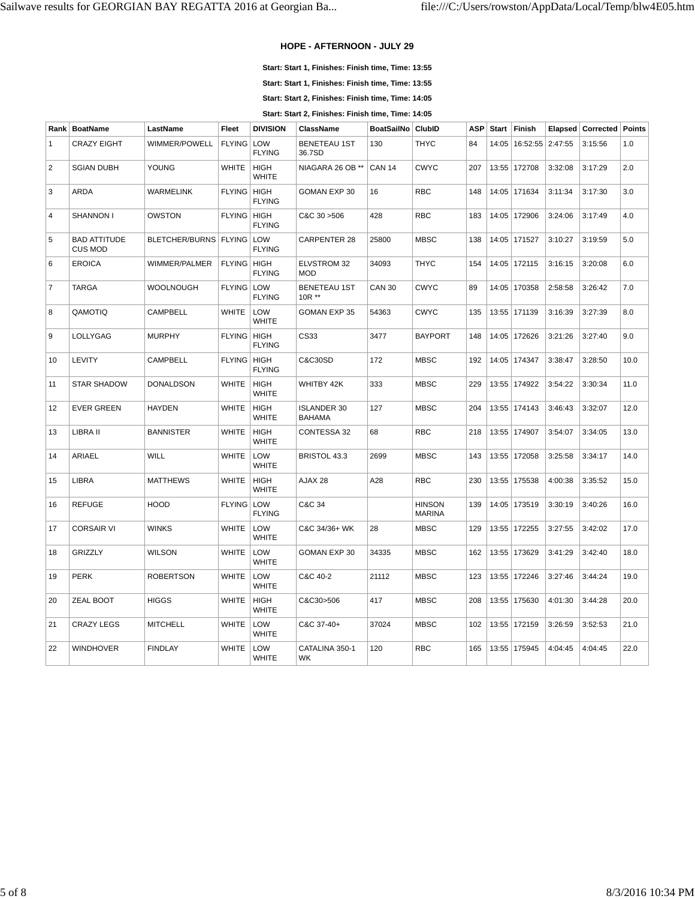## HOPE - AFTERNOON - JULY 29

**Start: Start 1, Finishes: Finish time, Time: 13:55**

**Start: Start 1, Finishes: Finish time, Time: 13:55**

**Start: Start 2, Finishes: Finish time, Time: 14:05**

**Start: Start 2, Finishes: Finish time, Time: 14:05**

| Rank | BoatName | LastName | Fleet | DIVISION | ClassName | BoatSailNo | ClubID | ASP | Start | Finish | Elapsed | Corrected | Points |
|---|---|---|---|---|---|---|---|---|---|---|---|---|---|
| 1 | CRAZY EIGHT | WIMMER/POWELL | FLYING | LOW FLYING | BENETEAU 1ST 36.7SD | 130 | THYC | 84 | 14:05 | 16:52:55 | 2:47:55 | 3:15:56 | 1.0 |
| 2 | SGIAN DUBH | YOUNG | WHITE | HIGH WHITE | NIAGARA 26 OB ** | CAN 14 | CWYC | 207 | 13:55 | 172708 | 3:32:08 | 3:17:29 | 2.0 |
| 3 | ARDA | WARMELINK | FLYING | HIGH FLYING | GOMAN EXP 30 | 16 | RBC | 148 | 14:05 | 171634 | 3:11:34 | 3:17:30 | 3.0 |
| 4 | SHANNON I | OWSTON | FLYING | HIGH FLYING | C&C 30 >506 | 428 | RBC | 183 | 14:05 | 172906 | 3:24:06 | 3:17:49 | 4.0 |
| 5 | BAD ATTITUDE CUS MOD | BLETCHER/BURNS | FLYING | LOW FLYING | CARPENTER 28 | 25800 | MBSC | 138 | 14:05 | 171527 | 3:10:27 | 3:19:59 | 5.0 |
| 6 | EROICA | WIMMER/PALMER | FLYING | HIGH FLYING | ELVSTROM 32 MOD | 34093 | THYC | 154 | 14:05 | 172115 | 3:16:15 | 3:20:08 | 6.0 |
| 7 | TARGA | WOOLNOUGH | FLYING | LOW FLYING | BENETEAU 1ST 10R ** | CAN 30 | CWYC | 89 | 14:05 | 170358 | 2:58:58 | 3:26:42 | 7.0 |
| 8 | QAMOTIQ | CAMPBELL | WHITE | LOW WHITE | GOMAN EXP 35 | 54363 | CWYC | 135 | 13:55 | 171139 | 3:16:39 | 3:27:39 | 8.0 |
| 9 | LOLLYGAG | MURPHY | FLYING | HIGH FLYING | CS33 | 3477 | BAYPORT | 148 | 14:05 | 172626 | 3:21:26 | 3:27:40 | 9.0 |
| 10 | LEVITY | CAMPBELL | FLYING | HIGH FLYING | C&C30SD | 172 | MBSC | 192 | 14:05 | 174347 | 3:38:47 | 3:28:50 | 10.0 |
| 11 | STAR SHADOW | DONALDSON | WHITE | HIGH WHITE | WHITBY 42K | 333 | MBSC | 229 | 13:55 | 174922 | 3:54:22 | 3:30:34 | 11.0 |
| 12 | EVER GREEN | HAYDEN | WHITE | HIGH WHITE | ISLANDER 30 BAHAMA | 127 | MBSC | 204 | 13:55 | 174143 | 3:46:43 | 3:32:07 | 12.0 |
| 13 | LIBRA II | BANNISTER | WHITE | HIGH WHITE | CONTESSA 32 | 68 | RBC | 218 | 13:55 | 174907 | 3:54:07 | 3:34:05 | 13.0 |
| 14 | ARIAEL | WILL | WHITE | LOW WHITE | BRISTOL 43.3 | 2699 | MBSC | 143 | 13:55 | 172058 | 3:25:58 | 3:34:17 | 14.0 |
| 15 | LIBRA | MATTHEWS | WHITE | HIGH WHITE | AJAX 28 | A28 | RBC | 230 | 13:55 | 175538 | 4:00:38 | 3:35:52 | 15.0 |
| 16 | REFUGE | HOOD | FLYING | LOW FLYING | C&C 34 | | HINSON MARINA | 139 | 14:05 | 173519 | 3:30:19 | 3:40:26 | 16.0 |
| 17 | CORSAIR VI | WINKS | WHITE | LOW WHITE | C&C 34/36+ WK | 28 | MBSC | 129 | 13:55 | 172255 | 3:27:55 | 3:42:02 | 17.0 |
| 18 | GRIZZLY | WILSON | WHITE | LOW WHITE | GOMAN EXP 30 | 34335 | MBSC | 162 | 13:55 | 173629 | 3:41:29 | 3:42:40 | 18.0 |
| 19 | PERK | ROBERTSON | WHITE | LOW WHITE | C&C 40-2 | 21112 | MBSC | 123 | 13:55 | 172246 | 3:27:46 | 3:44:24 | 19.0 |
| 20 | ZEAL BOOT | HIGGS | WHITE | HIGH WHITE | C&C30>506 | 417 | MBSC | 208 | 13:55 | 175630 | 4:01:30 | 3:44:28 | 20.0 |
| 21 | CRAZY LEGS | MITCHELL | WHITE | LOW WHITE | C&C 37-40+ | 37024 | MBSC | 102 | 13:55 | 172159 | 3:26:59 | 3:52:53 | 21.0 |
| 22 | WINDHOVER | FINDLAY | WHITE | LOW WHITE | CATALINA 350-1 WK | 120 | RBC | 165 | 13:55 | 175945 | 4:04:45 | 4:04:45 | 22.0 |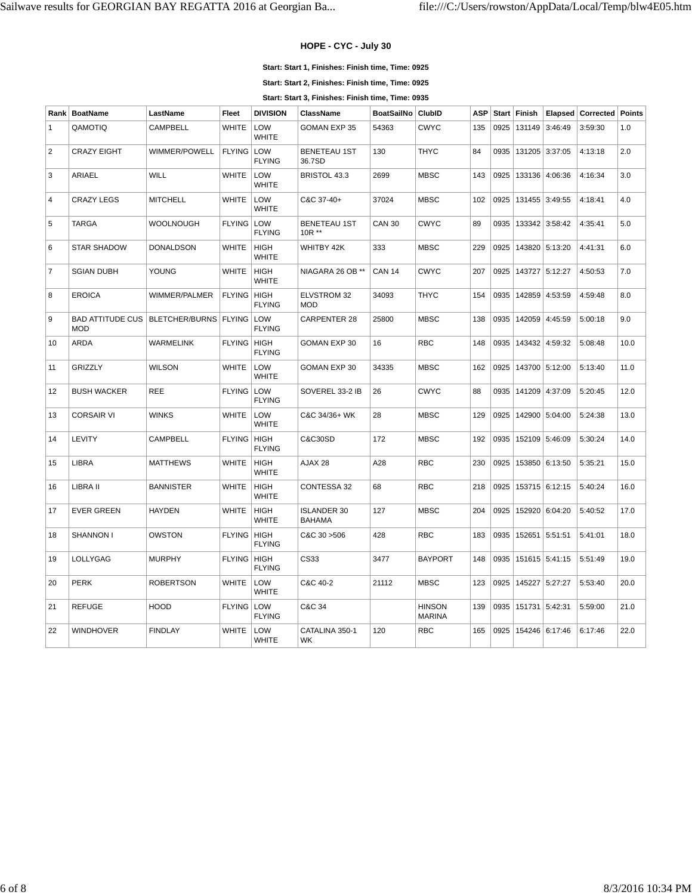### HOPE - CYC - July 30

**Start: Start 1, Finishes: Finish time, Time: 0925**

**Start: Start 2, Finishes: Finish time, Time: 0925**

**Start: Start 3, Finishes: Finish time, Time: 0935**

| Rank | BoatName | LastName | Fleet | DIVISION | ClassName | BoatSailNo | ClubID | ASP | Start | Finish | Elapsed | Corrected | Points |
|---|---|---|---|---|---|---|---|---|---|---|---|---|---|
| 1 | QAMOTIQ | CAMPBELL | WHITE | LOW WHITE | GOMAN EXP 35 | 54363 | CWYC | 135 | 0925 | 131149 | 3:46:49 | 3:59:30 | 1.0 |
| 2 | CRAZY EIGHT | WIMMER/POWELL | FLYING | LOW FLYING | BENETEAU 1ST 36.7SD | 130 | THYC | 84 | 0935 | 131205 | 3:37:05 | 4:13:18 | 2.0 |
| 3 | ARIAEL | WILL | WHITE | LOW WHITE | BRISTOL 43.3 | 2699 | MBSC | 143 | 0925 | 133136 | 4:06:36 | 4:16:34 | 3.0 |
| 4 | CRAZY LEGS | MITCHELL | WHITE | LOW WHITE | C&C 37-40+ | 37024 | MBSC | 102 | 0925 | 131455 | 3:49:55 | 4:18:41 | 4.0 |
| 5 | TARGA | WOOLNOUGH | FLYING | LOW FLYING | BENETEAU 1ST 10R ** | CAN 30 | CWYC | 89 | 0935 | 133342 | 3:58:42 | 4:35:41 | 5.0 |
| 6 | STAR SHADOW | DONALDSON | WHITE | HIGH WHITE | WHITBY 42K | 333 | MBSC | 229 | 0925 | 143820 | 5:13:20 | 4:41:31 | 6.0 |
| 7 | SGIAN DUBH | YOUNG | WHITE | HIGH WHITE | NIAGARA 26 OB ** | CAN 14 | CWYC | 207 | 0925 | 143727 | 5:12:27 | 4:50:53 | 7.0 |
| 8 | EROICA | WIMMER/PALMER | FLYING | HIGH FLYING | ELVSTROM 32 MOD | 34093 | THYC | 154 | 0935 | 142859 | 4:53:59 | 4:59:48 | 8.0 |
| 9 | BAD ATTITUDE CUS MOD | BLETCHER/BURNS | FLYING | LOW FLYING | CARPENTER 28 | 25800 | MBSC | 138 | 0935 | 142059 | 4:45:59 | 5:00:18 | 9.0 |
| 10 | ARDA | WARMELINK | FLYING | HIGH FLYING | GOMAN EXP 30 | 16 | RBC | 148 | 0935 | 143432 | 4:59:32 | 5:08:48 | 10.0 |
| 11 | GRIZZLY | WILSON | WHITE | LOW WHITE | GOMAN EXP 30 | 34335 | MBSC | 162 | 0925 | 143700 | 5:12:00 | 5:13:40 | 11.0 |
| 12 | BUSH WACKER | REE | FLYING | LOW FLYING | SOVEREL 33-2 IB | 26 | CWYC | 88 | 0935 | 141209 | 4:37:09 | 5:20:45 | 12.0 |
| 13 | CORSAIR VI | WINKS | WHITE | LOW WHITE | C&C 34/36+ WK | 28 | MBSC | 129 | 0925 | 142900 | 5:04:00 | 5:24:38 | 13.0 |
| 14 | LEVITY | CAMPBELL | FLYING | HIGH FLYING | C&C30SD | 172 | MBSC | 192 | 0935 | 152109 | 5:46:09 | 5:30:24 | 14.0 |
| 15 | LIBRA | MATTHEWS | WHITE | HIGH WHITE | AJAX 28 | A28 | RBC | 230 | 0925 | 153850 | 6:13:50 | 5:35:21 | 15.0 |
| 16 | LIBRA II | BANNISTER | WHITE | HIGH WHITE | CONTESSA 32 | 68 | RBC | 218 | 0925 | 153715 | 6:12:15 | 5:40:24 | 16.0 |
| 17 | EVER GREEN | HAYDEN | WHITE | HIGH WHITE | ISLANDER 30 BAHAMA | 127 | MBSC | 204 | 0925 | 152920 | 6:04:20 | 5:40:52 | 17.0 |
| 18 | SHANNON I | OWSTON | FLYING | HIGH FLYING | C&C 30 >506 | 428 | RBC | 183 | 0935 | 152651 | 5:51:51 | 5:41:01 | 18.0 |
| 19 | LOLLYGAG | MURPHY | FLYING | HIGH FLYING | CS33 | 3477 | BAYPORT | 148 | 0935 | 151615 | 5:41:15 | 5:51:49 | 19.0 |
| 20 | PERK | ROBERTSON | WHITE | LOW WHITE | C&C 40-2 | 21112 | MBSC | 123 | 0925 | 145227 | 5:27:27 | 5:53:40 | 20.0 |
| 21 | REFUGE | HOOD | FLYING | LOW FLYING | C&C 34 | | HINSON MARINA | 139 | 0935 | 151731 | 5:42:31 | 5:59:00 | 21.0 |
| 22 | WINDHOVER | FINDLAY | WHITE | LOW WHITE | CATALINA 350-1 WK | 120 | RBC | 165 | 0925 | 154246 | 6:17:46 | 6:17:46 | 22.0 |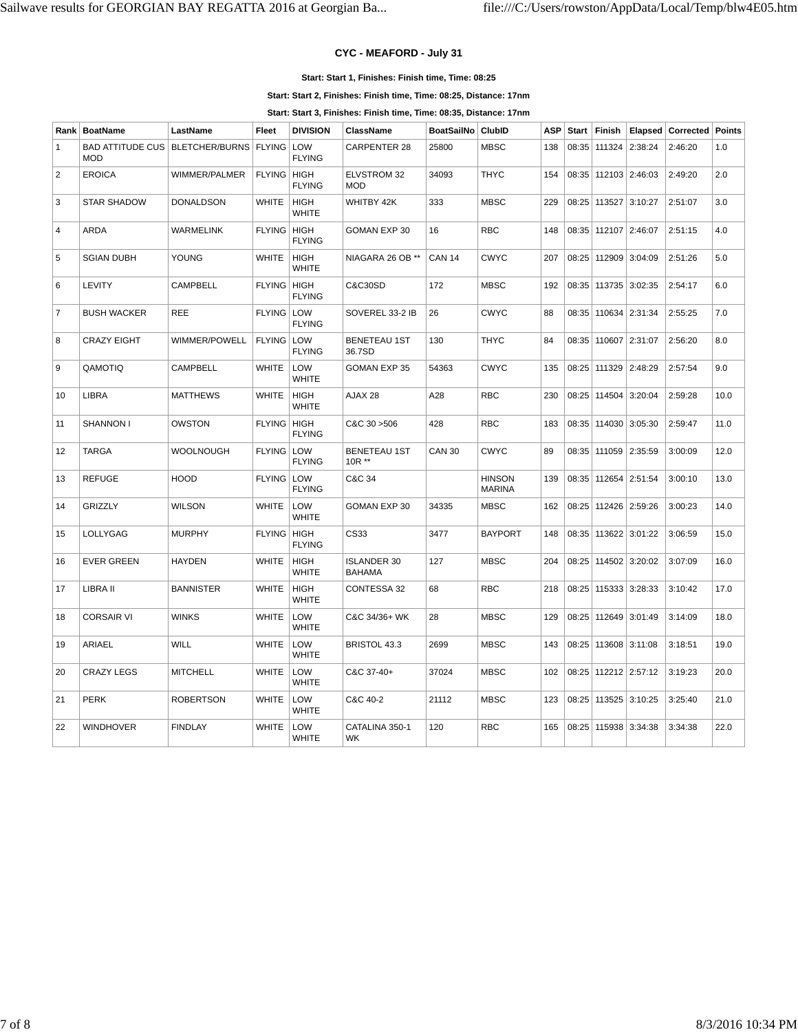### CYC - MEAFORD - July 31

**Start: Start 1, Finishes: Finish time, Time: 08:25**

**Start: Start 2, Finishes: Finish time, Time: 08:25, Distance: 17nm**

**Start: Start 3, Finishes: Finish time, Time: 08:35, Distance: 17nm**

| Rank | BoatName | LastName | Fleet | DIVISION | ClassName | BoatSailNo | ClubID | ASP | Start | Finish | Elapsed | Corrected | Points |
|---|---|---|---|---|---|---|---|---|---|---|---|---|---|
| 1 | BAD ATTITUDE CUS MOD | BLETCHER/BURNS | FLYING | LOW FLYING | CARPENTER 28 | 25800 | MBSC | 138 | 08:35 | 111324 | 2:38:24 | 2:46:20 | 1.0 |
| 2 | EROICA | WIMMER/PALMER | FLYING | HIGH FLYING | ELVSTROM 32 MOD | 34093 | THYC | 154 | 08:35 | 112103 | 2:46:03 | 2:49:20 | 2.0 |
| 3 | STAR SHADOW | DONALDSON | WHITE | HIGH WHITE | WHITBY 42K | 333 | MBSC | 229 | 08:25 | 113527 | 3:10:27 | 2:51:07 | 3.0 |
| 4 | ARDA | WARMELINK | FLYING | HIGH FLYING | GOMAN EXP 30 | 16 | RBC | 148 | 08:35 | 112107 | 2:46:07 | 2:51:15 | 4.0 |
| 5 | SGIAN DUBH | YOUNG | WHITE | HIGH WHITE | NIAGARA 26 OB ** | CAN 14 | CWYC | 207 | 08:25 | 112909 | 3:04:09 | 2:51:26 | 5.0 |
| 6 | LEVITY | CAMPBELL | FLYING | HIGH FLYING | C&C30SD | 172 | MBSC | 192 | 08:35 | 113735 | 3:02:35 | 2:54:17 | 6.0 |
| 7 | BUSH WACKER | REE | FLYING | LOW FLYING | SOVEREL 33-2 IB | 26 | CWYC | 88 | 08:35 | 110634 | 2:31:34 | 2:55:25 | 7.0 |
| 8 | CRAZY EIGHT | WIMMER/POWELL | FLYING | LOW FLYING | BENETEAU 1ST 36.7SD | 130 | THYC | 84 | 08:35 | 110607 | 2:31:07 | 2:56:20 | 8.0 |
| 9 | QAMOTIQ | CAMPBELL | WHITE | LOW WHITE | GOMAN EXP 35 | 54363 | CWYC | 135 | 08:25 | 111329 | 2:48:29 | 2:57:54 | 9.0 |
| 10 | LIBRA | MATTHEWS | WHITE | HIGH WHITE | AJAX 28 | A28 | RBC | 230 | 08:25 | 114504 | 3:20:04 | 2:59:28 | 10.0 |
| 11 | SHANNON I | OWSTON | FLYING | HIGH FLYING | C&C 30 >506 | 428 | RBC | 183 | 08:35 | 114030 | 3:05:30 | 2:59:47 | 11.0 |
| 12 | TARGA | WOOLNOUGH | FLYING | LOW FLYING | BENETEAU 1ST 10R ** | CAN 30 | CWYC | 89 | 08:35 | 111059 | 2:35:59 | 3:00:09 | 12.0 |
| 13 | REFUGE | HOOD | FLYING | LOW FLYING | C&C 34 | | HINSON MARINA | 139 | 08:35 | 112654 | 2:51:54 | 3:00:10 | 13.0 |
| 14 | GRIZZLY | WILSON | WHITE | LOW WHITE | GOMAN EXP 30 | 34335 | MBSC | 162 | 08:25 | 112426 | 2:59:26 | 3:00:23 | 14.0 |
| 15 | LOLLYGAG | MURPHY | FLYING | HIGH FLYING | CS33 | 3477 | BAYPORT | 148 | 08:35 | 113622 | 3:01:22 | 3:06:59 | 15.0 |
| 16 | EVER GREEN | HAYDEN | WHITE | HIGH WHITE | ISLANDER 30 BAHAMA | 127 | MBSC | 204 | 08:25 | 114502 | 3:20:02 | 3:07:09 | 16.0 |
| 17 | LIBRA II | BANNISTER | WHITE | HIGH WHITE | CONTESSA 32 | 68 | RBC | 218 | 08:25 | 115333 | 3:28:33 | 3:10:42 | 17.0 |
| 18 | CORSAIR VI | WINKS | WHITE | LOW WHITE | C&C 34/36+ WK | 28 | MBSC | 129 | 08:25 | 112649 | 3:01:49 | 3:14:09 | 18.0 |
| 19 | ARIAEL | WILL | WHITE | LOW WHITE | BRISTOL 43.3 | 2699 | MBSC | 143 | 08:25 | 113608 | 3:11:08 | 3:18:51 | 19.0 |
| 20 | CRAZY LEGS | MITCHELL | WHITE | LOW WHITE | C&C 37-40+ | 37024 | MBSC | 102 | 08:25 | 112212 | 2:57:12 | 3:19:23 | 20.0 |
| 21 | PERK | ROBERTSON | WHITE | LOW WHITE | C&C 40-2 | 21112 | MBSC | 123 | 08:25 | 113525 | 3:10:25 | 3:25:40 | 21.0 |
| 22 | WINDHOVER | FINDLAY | WHITE | LOW WHITE | CATALINA 350-1 WK | 120 | RBC | 165 | 08:25 | 115938 | 3:34:38 | 3:34:38 | 22.0 |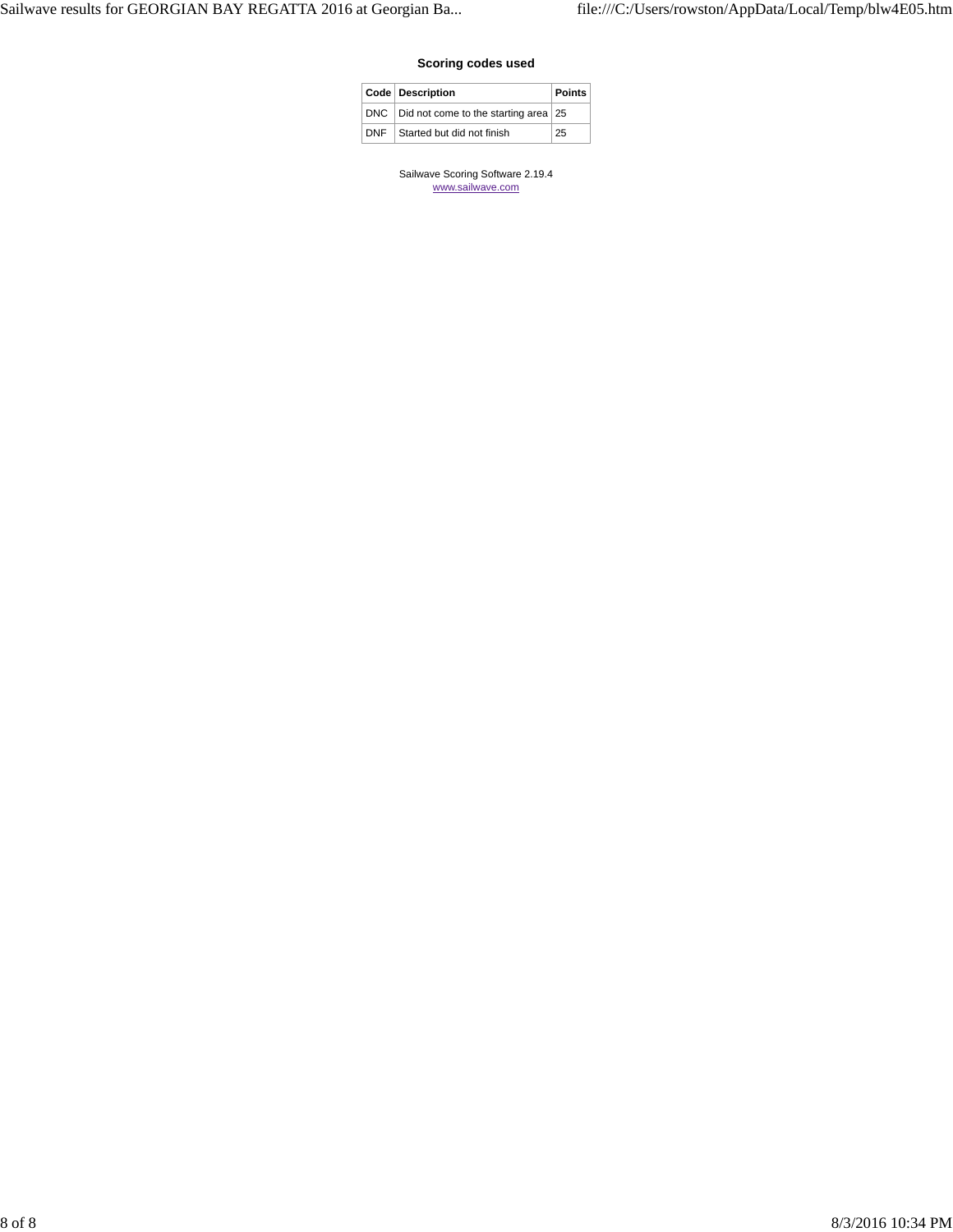### Scoring codes used

| Code | Description | Points |
| --- | --- | --- |
| DNC | Did not come to the starting area | 25 |
| DNF | Started but did not finish | 25 |

Sailwave Scoring Software 2.19.4
www.sailwave.com